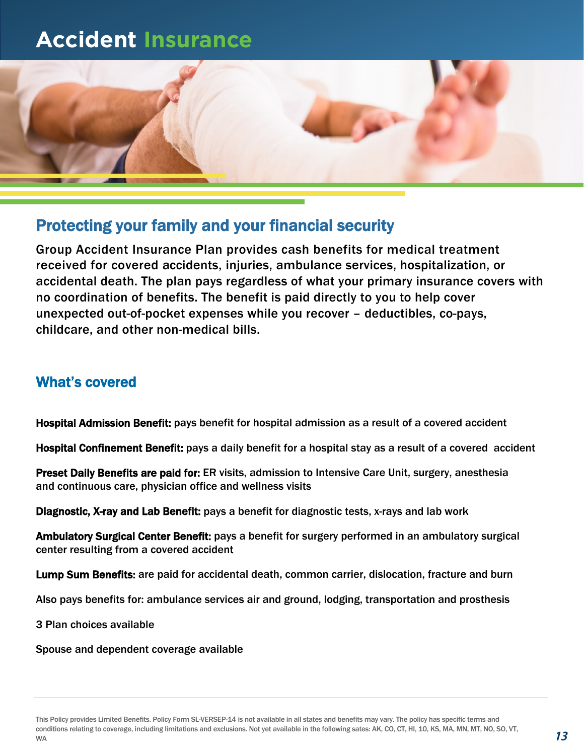# Accident Insurance

## Protecting your family and your financial security

Group Accident Insurance Plan provides cash benefits for medical treatment received for covered accidents, injuries, ambulance services, hospitalization, or accidental death. The plan pays regardless of what your primary insurance covers with no coordination of benefits. The benefit is paid directly to you to help cover unexpected out-of-pocket expenses while you recover – deductibles, co-pays, childcare, and other non-medical bills.

## What's covered

**Hospital Admission Benefit:** pays benefit for hospital admission as a result of a covered accident

**Hospital Confinement Benefit:** pays a daily benefit for a hospital stay as a result of a covered accident

**Preset Daily Benefits are paid for:** ER visits, admission to Intensive Care Unit, surgery, anesthesia and continuous care, physician office and wellness visits

**Diagnostic, X-ray and Lab Benefit:** pays a benefit for diagnostic tests, x-rays and lab work

**Ambulatory Surgical Center Benefit:** pays a benefit for surgery performed in an ambulatory surgical center resulting from a covered accident

**Lump Sum Benefits:** are paid for accidental death, common carrier, dislocation, fracture and burn

Also pays benefits for: ambulance services air and ground, lodging, transportation and prosthesis

3 Plan choices available

Spouse and dependent coverage available

This Policy provides Limited Benefits. Policy Form SL-VERSEP-14 is not available in all states and benefits may vary. The policy has specific terms and conditions relating to coverage, including limitations and exclusions. Not yet available in the following sates: AK, CO, CT, HI, 10, KS, MA, MN, MT, NO, SO, VT, WA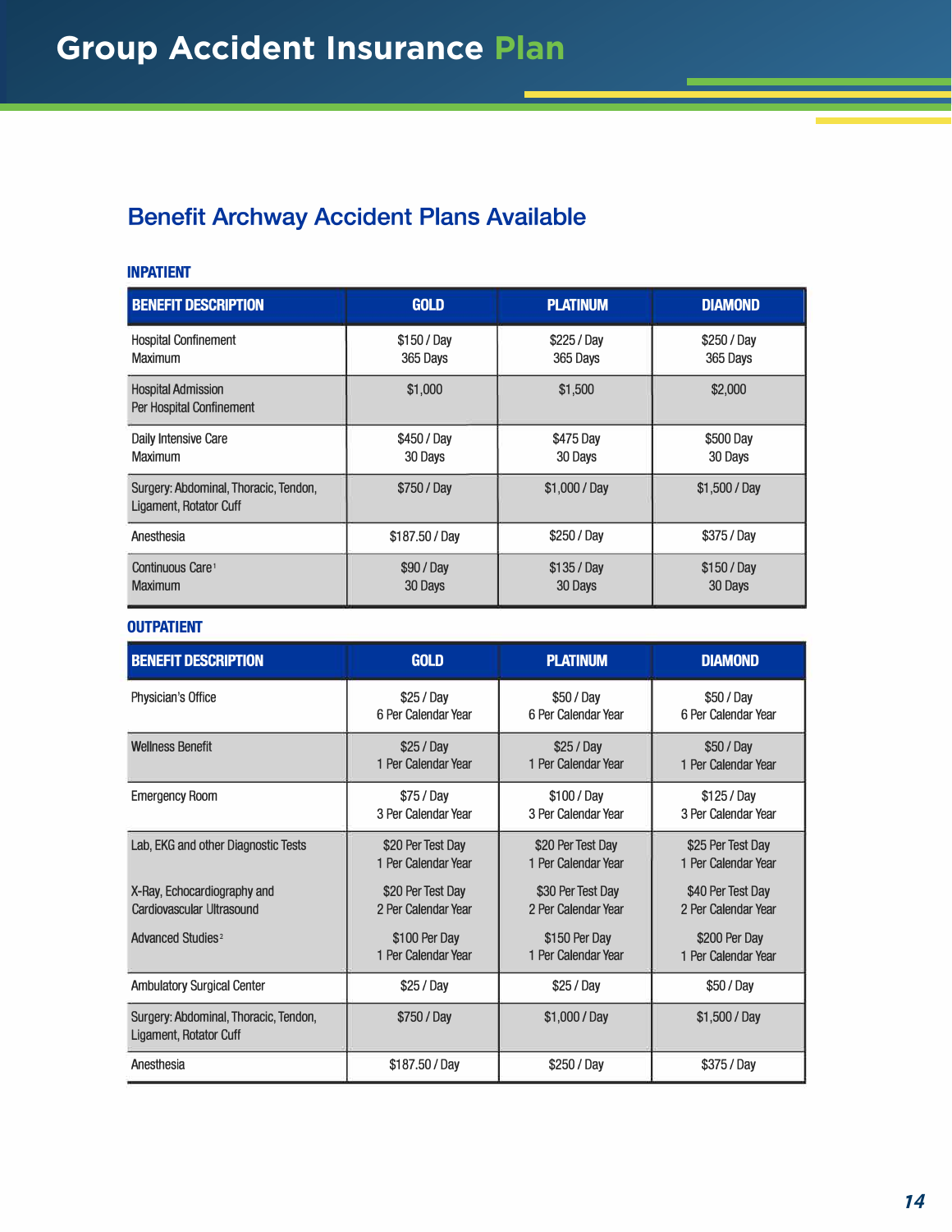# Group Accident Insurance Plan

## Benefit Archway Accident Plans Available

### INPATIENT

| BENEFIT DESCRIPTION | GOLD | PLATINUM | DIAMOND |
|---|---|---|---|
| Hospital Confinement Maximum | $150 / Day 365 Days | $225 / Day 365 Days | $250 / Day 365 Days |
| Hospital Admission Per Hospital Confinement | $1,000 | $1,500 | $2,000 |
| Daily Intensive Care Maximum | $450 / Day 30 Days | $475 Day 30 Days | $500 Day 30 Days |
| Surgery: Abdominal, Thoracic, Tendon, Ligament, Rotator Cuff | $750 / Day | $1,000 / Day | $1,500 / Day |
| Anesthesia | $187.50 / Day | $250 / Day | $375 / Day |
| Continuous Care[1] Maximum | $90 / Day 30 Days | $135 / Day 30 Days | $150 / Day 30 Days |

### OUTPATIENT

| BENEFIT DESCRIPTION | GOLD | PLATINUM | DIAMOND |
|---|---|---|---|
| Physician's Office | $25 / Day 6 Per Calendar Year | $50 / Day 6 Per Calendar Year | $50 / Day 6 Per Calendar Year |
| Wellness Benefit | $25 / Day 1 Per Calendar Year | $25 / Day 1 Per Calendar Year | $50 / Day 1 Per Calendar Year |
| Emergency Room | $75 / Day 3 Per Calendar Year | $100 / Day 3 Per Calendar Year | $125 / Day 3 Per Calendar Year |
| Lab, EKG and other Diagnostic Tests | $20 Per Test Day 1 Per Calendar Year | $20 Per Test Day 1 Per Calendar Year | $25 Per Test Day 1 Per Calendar Year |
| X-Ray, Echocardiography and Cardiovascular Ultrasound | $20 Per Test Day 2 Per Calendar Year | $30 Per Test Day 2 Per Calendar Year | $40 Per Test Day 2 Per Calendar Year |
| Advanced Studies[2] | $100 Per Day 1 Per Calendar Year | $150 Per Day 1 Per Calendar Year | $200 Per Day 1 Per Calendar Year |
| Ambulatory Surgical Center | $25 / Day | $25 / Day | $50 / Day |
| Surgery: Abdominal, Thoracic, Tendon, Ligament, Rotator Cuff | $750 / Day | $1,000 / Day | $1,500 / Day |
| Anesthesia | $187.50 / Day | $250 / Day | $375 / Day |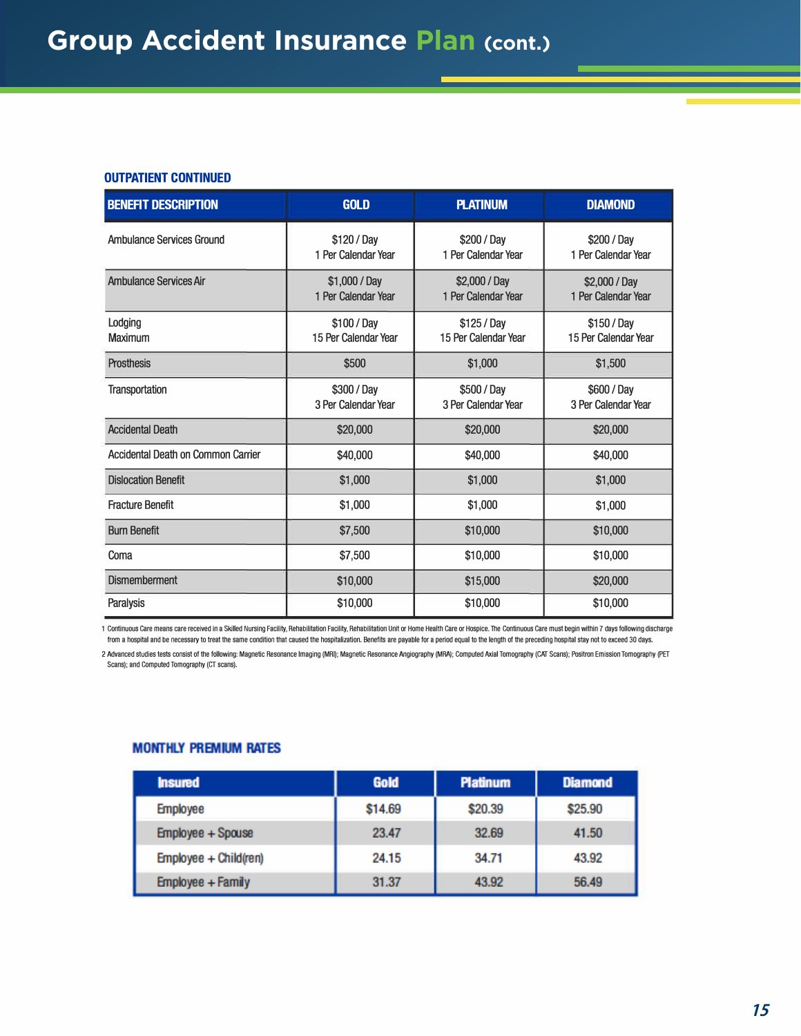# Group Accident Insurance Plan (cont.)

### OUTPATIENT CONTINUED

| BENEFIT DESCRIPTION | GOLD | PLATINUM | DIAMOND |
|---|---|---|---|
| Ambulance Services Ground | $120 / Day<br>1 Per Calendar Year | $200 / Day<br>1 Per Calendar Year | $200 / Day<br>1 Per Calendar Year |
| Ambulance Services Air | $1,000 / Day<br>1 Per Calendar Year | $2,000 / Day<br>1 Per Calendar Year | $2,000 / Day<br>1 Per Calendar Year |
| Lodging<br>Maximum | $100 / Day<br>15 Per Calendar Year | $125 / Day<br>15 Per Calendar Year | $150 / Day<br>15 Per Calendar Year |
| Prosthesis | $500 | $1,000 | $1,500 |
| Transportation | $300 / Day<br>3 Per Calendar Year | $500 / Day<br>3 Per Calendar Year | $600 / Day<br>3 Per Calendar Year |
| Accidental Death | $20,000 | $20,000 | $20,000 |
| Accidental Death on Common Carrier | $40,000 | $40,000 | $40,000 |
| Dislocation Benefit | $1,000 | $1,000 | $1,000 |
| Fracture Benefit | $1,000 | $1,000 | $1,000 |
| Burn Benefit | $7,500 | $10,000 | $10,000 |
| Coma | $7,500 | $10,000 | $10,000 |
| Dismemberment | $10,000 | $15,000 | $20,000 |
| Paralysis | $10,000 | $10,000 | $10,000 |

1 Continuous Care means care received in a Skilled Nursing Facility, Rehabilitation Facility, Rehabilitation Unit or Home Health Care or Hospice. The Continuous Care must begin within 7 days following discharge from a hospital and be necessary to treat the same condition that caused the hospitalization. Benefits are payable for a period equal to the length of the preceding hospital stay not to exceed 30 days.

2 Advanced studies tests consist of the following: Magnetic Resonance Imaging (MRI); Magnetic Resonance Angiography (MRA); Computed Axial Tomography (CAT Scans); Positron Emission Tomography (PET Scans); and Computed Tomography (CT scans).

### MONTHLY PREMIUM RATES

| Insured | Gold | Platinum | Diamond |
|---|---|---|---|
| Employee | $14.69 | $20.39 | $25.90 |
| Employee + Spouse | 23.47 | 32.69 | 41.50 |
| Employee + Child(ren) | 24.15 | 34.71 | 43.92 |
| Employee + Family | 31.37 | 43.92 | 56.49 |